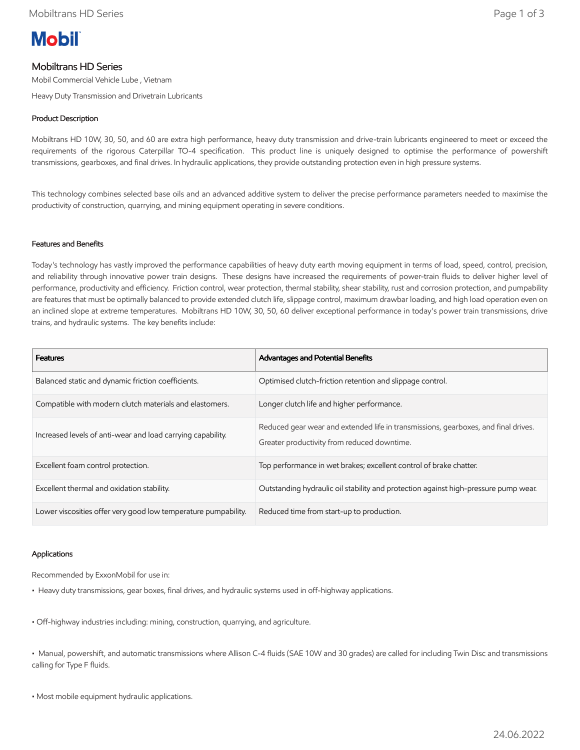# Mobiltrans HD Series

Mobil Commercial Vehicle Lube , Vietnam

Heavy Duty Transmission and Drivetrain Lubricants

## Product Description

Mobiltrans HD 10W, 30, 50, and 60 are extra high performance, heavy duty transmission and drive-train lubricants engineered to meet or exceed the requirements of the rigorous Caterpillar TO-4 specification. This product line is uniquely designed to optimise the performance of powershift transmissions, gearboxes, and final drives. In hydraulic applications, they provide outstanding protection even in high pressure systems.

This technology combines selected base oils and an advanced additive system to deliver the precise performance parameters needed to maximise the productivity of construction, quarrying, and mining equipment operating in severe conditions.

## Features and Benefits

Today's technology has vastly improved the performance capabilities of heavy duty earth moving equipment in terms of load, speed, control, precision, and reliability through innovative power train designs. These designs have increased the requirements of power-train fluids to deliver higher level of performance, productivity and efficiency. Friction control, wear protection, thermal stability, shear stability, rust and corrosion protection, and pumpability are features that must be optimally balanced to provide extended clutch life, slippage control, maximum drawbar loading, and high load operation even on an inclined slope at extreme temperatures. Mobiltrans HD 10W, 30, 50, 60 deliver exceptional performance in today's power train transmissions, drive trains, and hydraulic systems. The key benefits include:

| Features | Advantages and Potential Benefits |
| --- | --- |
| Balanced static and dynamic friction coefficients. | Optimised clutch-friction retention and slippage control. |
| Compatible with modern clutch materials and elastomers. | Longer clutch life and higher performance. |
| Increased levels of anti-wear and load carrying capability. | Reduced gear wear and extended life in transmissions, gearboxes, and final drives. Greater productivity from reduced downtime. |
| Excellent foam control protection. | Top performance in wet brakes; excellent control of brake chatter. |
| Excellent thermal and oxidation stability. | Outstanding hydraulic oil stability and protection against high-pressure pump wear. |
| Lower viscosities offer very good low temperature pumpability. | Reduced time from start-up to production. |

## Applications

Recommended by ExxonMobil for use in:

- Heavy duty transmissions, gear boxes, final drives, and hydraulic systems used in off-highway applications.
- Off-highway industries including: mining, construction, quarrying, and agriculture.
- Manual, powershift, and automatic transmissions where Allison C-4 fluids (SAE 10W and 30 grades) are called for including Twin Disc and transmissions calling for Type F fluids.
- Most mobile equipment hydraulic applications.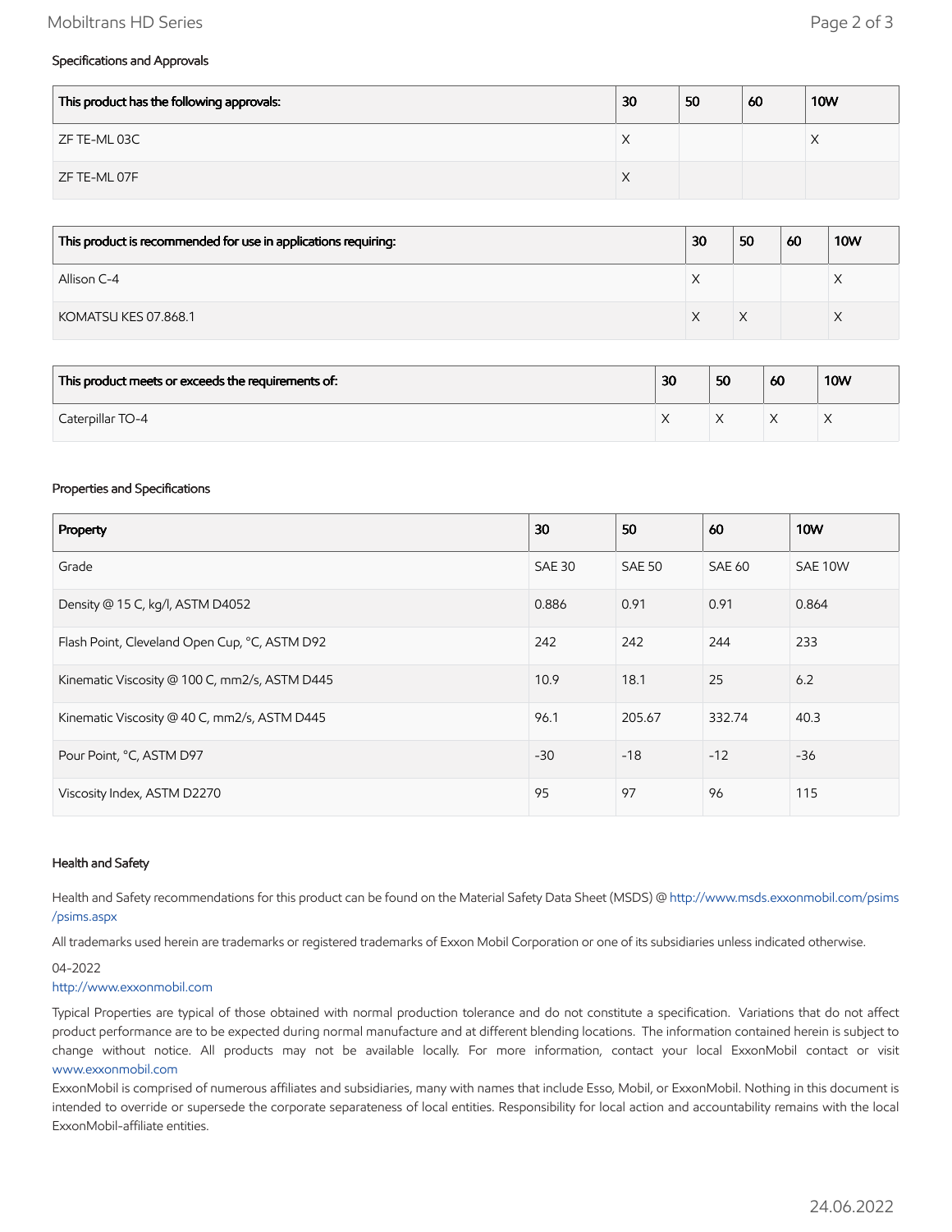## Specifications and Approvals

| This product has the following approvals: | 30 | 50 | 60 | 10W |
| --- | --- | --- | --- | --- |
| ZF TE-ML 03C | X | | | X |
| ZF TE-ML 07F | X | | | |

| This product is recommended for use in applications requiring: | 30 | 50 | 60 | 10W |
| --- | --- | --- | --- | --- |
| Allison C-4 | X | | | X |
| KOMATSU KES 07.868.1 | X | X | | X |

| This product meets or exceeds the requirements of: | 30 | 50 | 60 | 10W |
| --- | --- | --- | --- | --- |
| Caterpillar TO-4 | X | X | X | X |

## Properties and Specifications

| Property | 30 | 50 | 60 | 10W |
| --- | --- | --- | --- | --- |
| Grade | SAE 30 | SAE 50 | SAE 60 | SAE 10W |
| Density @ 15 C, kg/l, ASTM D4052 | 0.886 | 0.91 | 0.91 | 0.864 |
| Flash Point, Cleveland Open Cup, °C, ASTM D92 | 242 | 242 | 244 | 233 |
| Kinematic Viscosity @ 100 C, mm2/s, ASTM D445 | 10.9 | 18.1 | 25 | 6.2 |
| Kinematic Viscosity @ 40 C, mm2/s, ASTM D445 | 96.1 | 205.67 | 332.74 | 40.3 |
| Pour Point, °C, ASTM D97 | -30 | -18 | -12 | -36 |
| Viscosity Index, ASTM D2270 | 95 | 97 | 96 | 115 |

## Health and Safety

Health and Safety recommendations for this product can be found on the Material Safety Data Sheet (MSDS) @ http://www.msds.exxonmobil.com/psims/psims.aspx

All trademarks used herein are trademarks or registered trademarks of Exxon Mobil Corporation or one of its subsidiaries unless indicated otherwise.

04-2022

http://www.exxonmobil.com

Typical Properties are typical of those obtained with normal production tolerance and do not constitute a specification. Variations that do not affect product performance are to be expected during normal manufacture and at different blending locations. The information contained herein is subject to change without notice. All products may not be available locally. For more information, contact your local ExxonMobil contact or visit www.exxonmobil.com

ExxonMobil is comprised of numerous affiliates and subsidiaries, many with names that include Esso, Mobil, or ExxonMobil. Nothing in this document is intended to override or supersede the corporate separateness of local entities. Responsibility for local action and accountability remains with the local ExxonMobil-affiliate entities.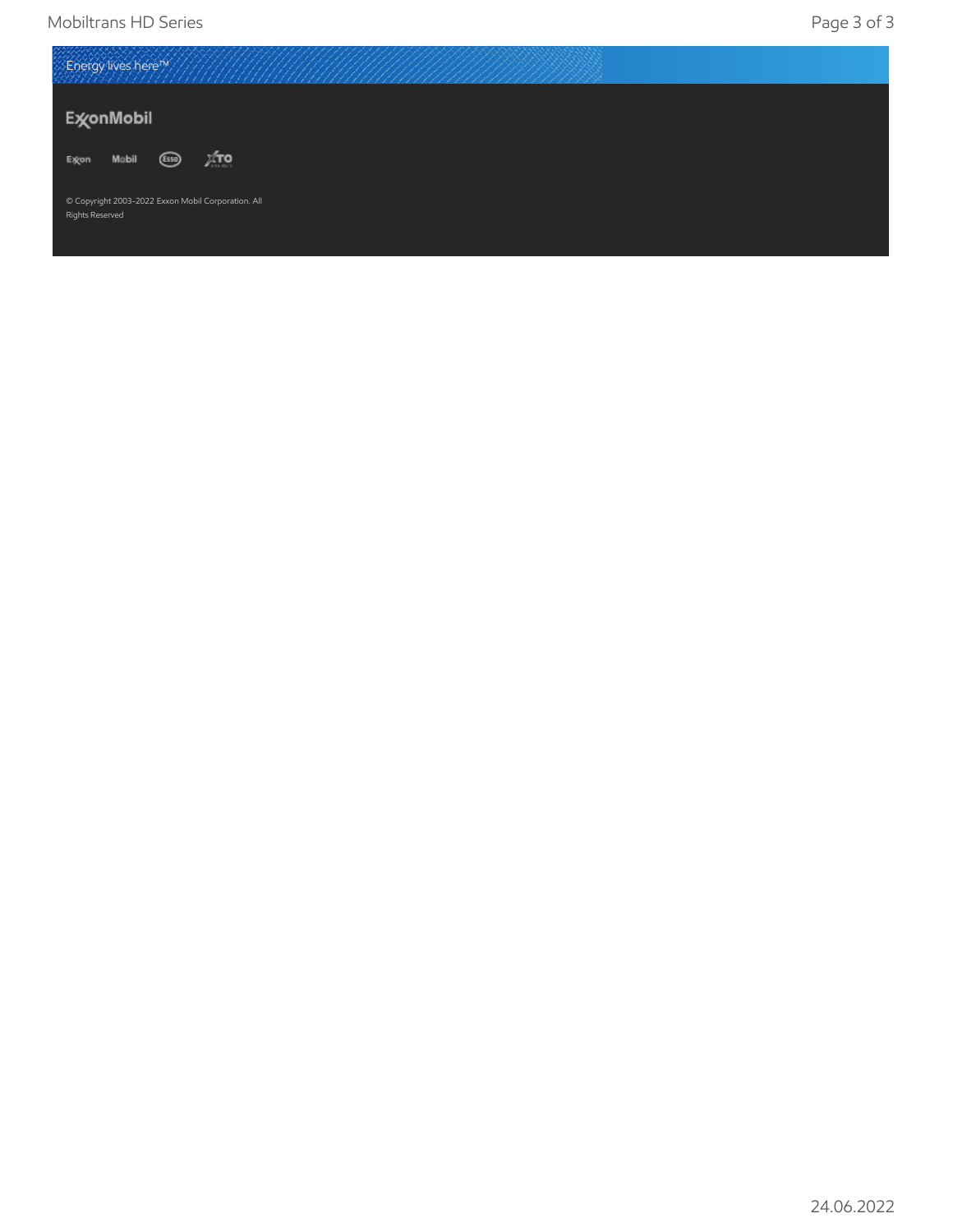Energy lives here™

ExxonMobil

Exxon Mobil Esso XTO

© Copyright 2003-2022 Exxon Mobil Corporation. All Rights Reserved